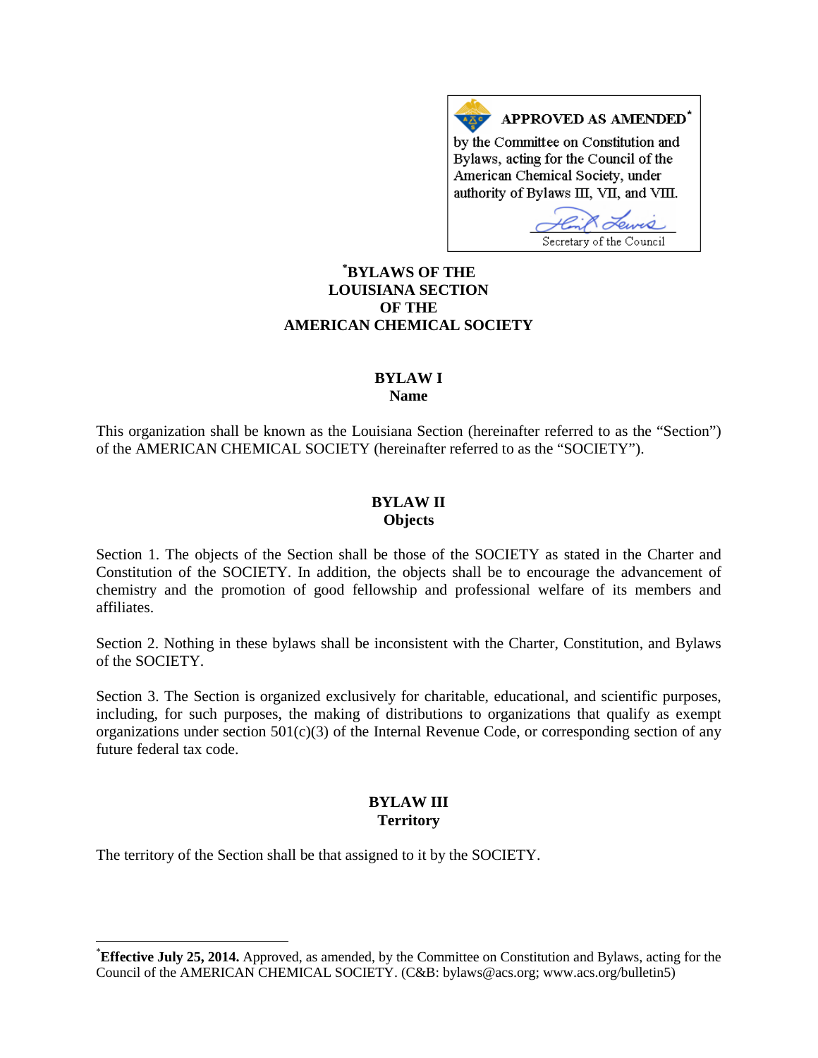APPROVED AS AMENDED[*]

by the Committee on Constitution and Bylaws, acting for the Council of the American Chemical Society, under authority of Bylaws III, VII, and VIII.

Secretary of the Council

# [*]BYLAWS OF THE LOUISIANA SECTION OF THE AMERICAN CHEMICAL SOCIETY

## BYLAW I
**Name**

This organization shall be known as the Louisiana Section (hereinafter referred to as the "Section") of the AMERICAN CHEMICAL SOCIETY (hereinafter referred to as the "SOCIETY").

## BYLAW II
**Objects**

Section 1. The objects of the Section shall be those of the SOCIETY as stated in the Charter and Constitution of the SOCIETY. In addition, the objects shall be to encourage the advancement of chemistry and the promotion of good fellowship and professional welfare of its members and affiliates.

Section 2. Nothing in these bylaws shall be inconsistent with the Charter, Constitution, and Bylaws of the SOCIETY.

Section 3. The Section is organized exclusively for charitable, educational, and scientific purposes, including, for such purposes, the making of distributions to organizations that qualify as exempt organizations under section 501(c)(3) of the Internal Revenue Code, or corresponding section of any future federal tax code.

## BYLAW III
**Territory**

The territory of the Section shall be that assigned to it by the SOCIETY.

---

[*]**Effective July 25, 2014.** Approved, as amended, by the Committee on Constitution and Bylaws, acting for the Council of the AMERICAN CHEMICAL SOCIETY. (C&B: bylaws@acs.org; www.acs.org/bulletin5)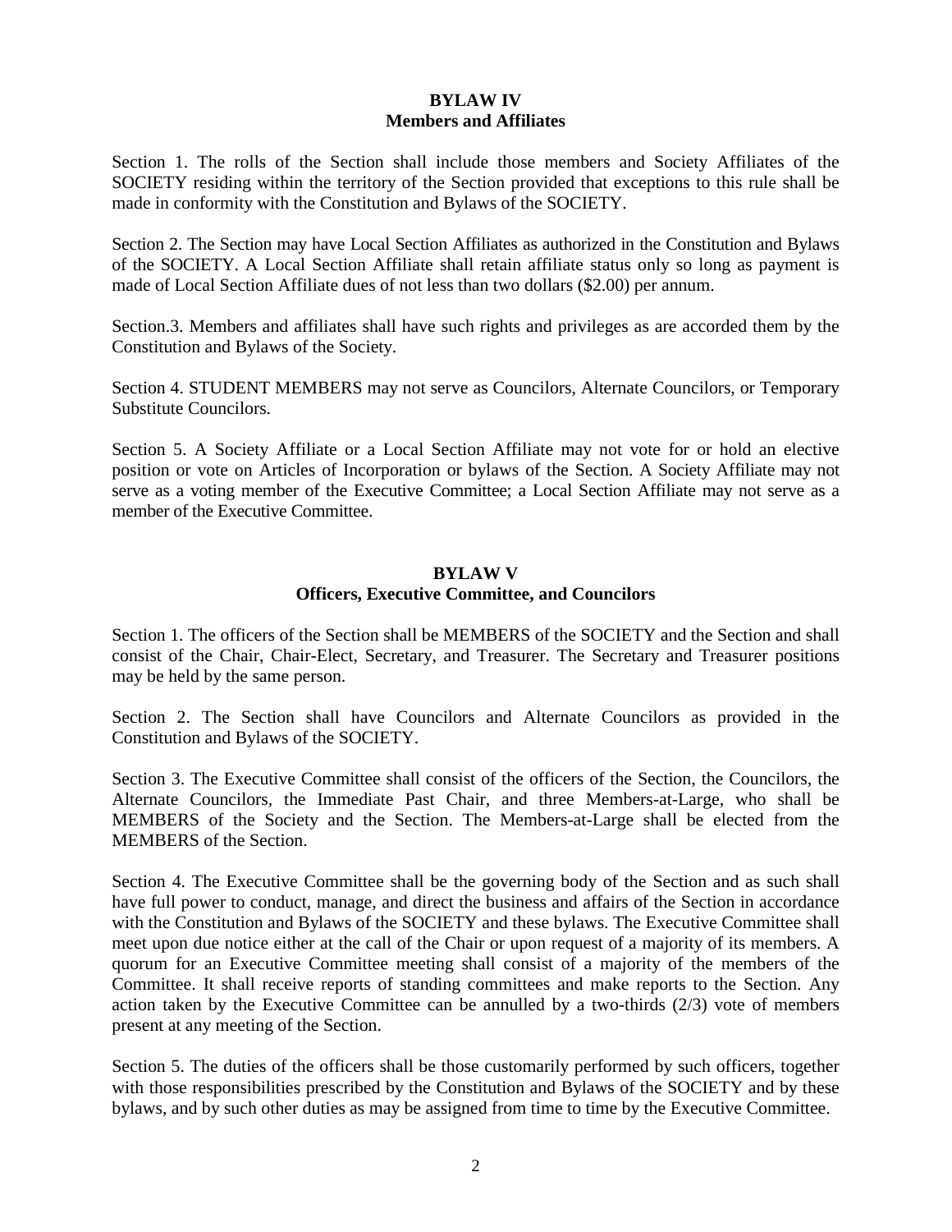## BYLAW IV
## Members and Affiliates

Section 1. The rolls of the Section shall include those members and Society Affiliates of the SOCIETY residing within the territory of the Section provided that exceptions to this rule shall be made in conformity with the Constitution and Bylaws of the SOCIETY.

Section 2. The Section may have Local Section Affiliates as authorized in the Constitution and Bylaws of the SOCIETY. A Local Section Affiliate shall retain affiliate status only so long as payment is made of Local Section Affiliate dues of not less than two dollars ($2.00) per annum.

Section.3. Members and affiliates shall have such rights and privileges as are accorded them by the Constitution and Bylaws of the Society.

Section 4. STUDENT MEMBERS may not serve as Councilors, Alternate Councilors, or Temporary Substitute Councilors.

Section 5. A Society Affiliate or a Local Section Affiliate may not vote for or hold an elective position or vote on Articles of Incorporation or bylaws of the Section. A Society Affiliate may not serve as a voting member of the Executive Committee; a Local Section Affiliate may not serve as a member of the Executive Committee.

## BYLAW V
## Officers, Executive Committee, and Councilors

Section 1. The officers of the Section shall be MEMBERS of the SOCIETY and the Section and shall consist of the Chair, Chair-Elect, Secretary, and Treasurer. The Secretary and Treasurer positions may be held by the same person.

Section 2. The Section shall have Councilors and Alternate Councilors as provided in the Constitution and Bylaws of the SOCIETY.

Section 3. The Executive Committee shall consist of the officers of the Section, the Councilors, the Alternate Councilors, the Immediate Past Chair, and three Members-at-Large, who shall be MEMBERS of the Society and the Section. The Members-at-Large shall be elected from the MEMBERS of the Section.

Section 4. The Executive Committee shall be the governing body of the Section and as such shall have full power to conduct, manage, and direct the business and affairs of the Section in accordance with the Constitution and Bylaws of the SOCIETY and these bylaws. The Executive Committee shall meet upon due notice either at the call of the Chair or upon request of a majority of its members. A quorum for an Executive Committee meeting shall consist of a majority of the members of the Committee. It shall receive reports of standing committees and make reports to the Section. Any action taken by the Executive Committee can be annulled by a two-thirds (2/3) vote of members present at any meeting of the Section.

Section 5. The duties of the officers shall be those customarily performed by such officers, together with those responsibilities prescribed by the Constitution and Bylaws of the SOCIETY and by these bylaws, and by such other duties as may be assigned from time to time by the Executive Committee.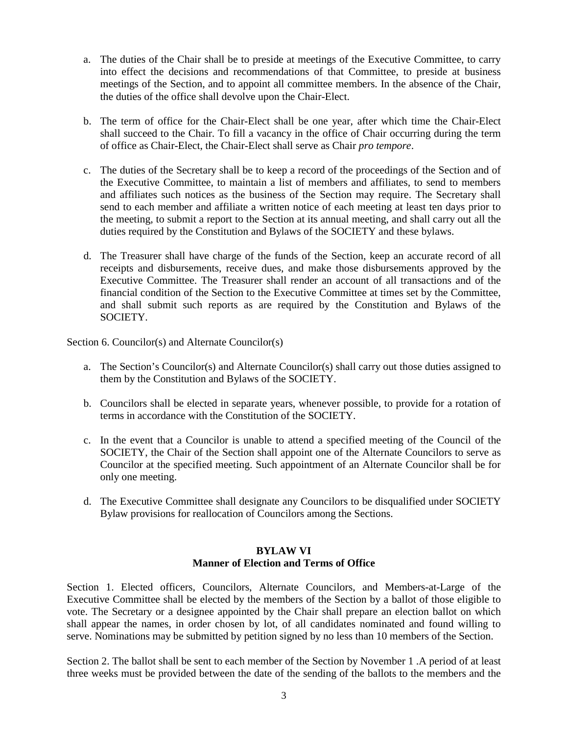a. The duties of the Chair shall be to preside at meetings of the Executive Committee, to carry into effect the decisions and recommendations of that Committee, to preside at business meetings of the Section, and to appoint all committee members. In the absence of the Chair, the duties of the office shall devolve upon the Chair-Elect.

b. The term of office for the Chair-Elect shall be one year, after which time the Chair-Elect shall succeed to the Chair. To fill a vacancy in the office of Chair occurring during the term of office as Chair-Elect, the Chair-Elect shall serve as Chair *pro tempore*.

c. The duties of the Secretary shall be to keep a record of the proceedings of the Section and of the Executive Committee, to maintain a list of members and affiliates, to send to members and affiliates such notices as the business of the Section may require. The Secretary shall send to each member and affiliate a written notice of each meeting at least ten days prior to the meeting, to submit a report to the Section at its annual meeting, and shall carry out all the duties required by the Constitution and Bylaws of the SOCIETY and these bylaws.

d. The Treasurer shall have charge of the funds of the Section, keep an accurate record of all receipts and disbursements, receive dues, and make those disbursements approved by the Executive Committee. The Treasurer shall render an account of all transactions and of the financial condition of the Section to the Executive Committee at times set by the Committee, and shall submit such reports as are required by the Constitution and Bylaws of the SOCIETY.

Section 6. Councilor(s) and Alternate Councilor(s)

a. The Section's Councilor(s) and Alternate Councilor(s) shall carry out those duties assigned to them by the Constitution and Bylaws of the SOCIETY.

b. Councilors shall be elected in separate years, whenever possible, to provide for a rotation of terms in accordance with the Constitution of the SOCIETY.

c. In the event that a Councilor is unable to attend a specified meeting of the Council of the SOCIETY, the Chair of the Section shall appoint one of the Alternate Councilors to serve as Councilor at the specified meeting. Such appointment of an Alternate Councilor shall be for only one meeting.

d. The Executive Committee shall designate any Councilors to be disqualified under SOCIETY Bylaw provisions for reallocation of Councilors among the Sections.

## BYLAW VI
## Manner of Election and Terms of Office

Section 1. Elected officers, Councilors, Alternate Councilors, and Members-at-Large of the Executive Committee shall be elected by the members of the Section by a ballot of those eligible to vote. The Secretary or a designee appointed by the Chair shall prepare an election ballot on which shall appear the names, in order chosen by lot, of all candidates nominated and found willing to serve. Nominations may be submitted by petition signed by no less than 10 members of the Section.

Section 2. The ballot shall be sent to each member of the Section by November 1 .A period of at least three weeks must be provided between the date of the sending of the ballots to the members and the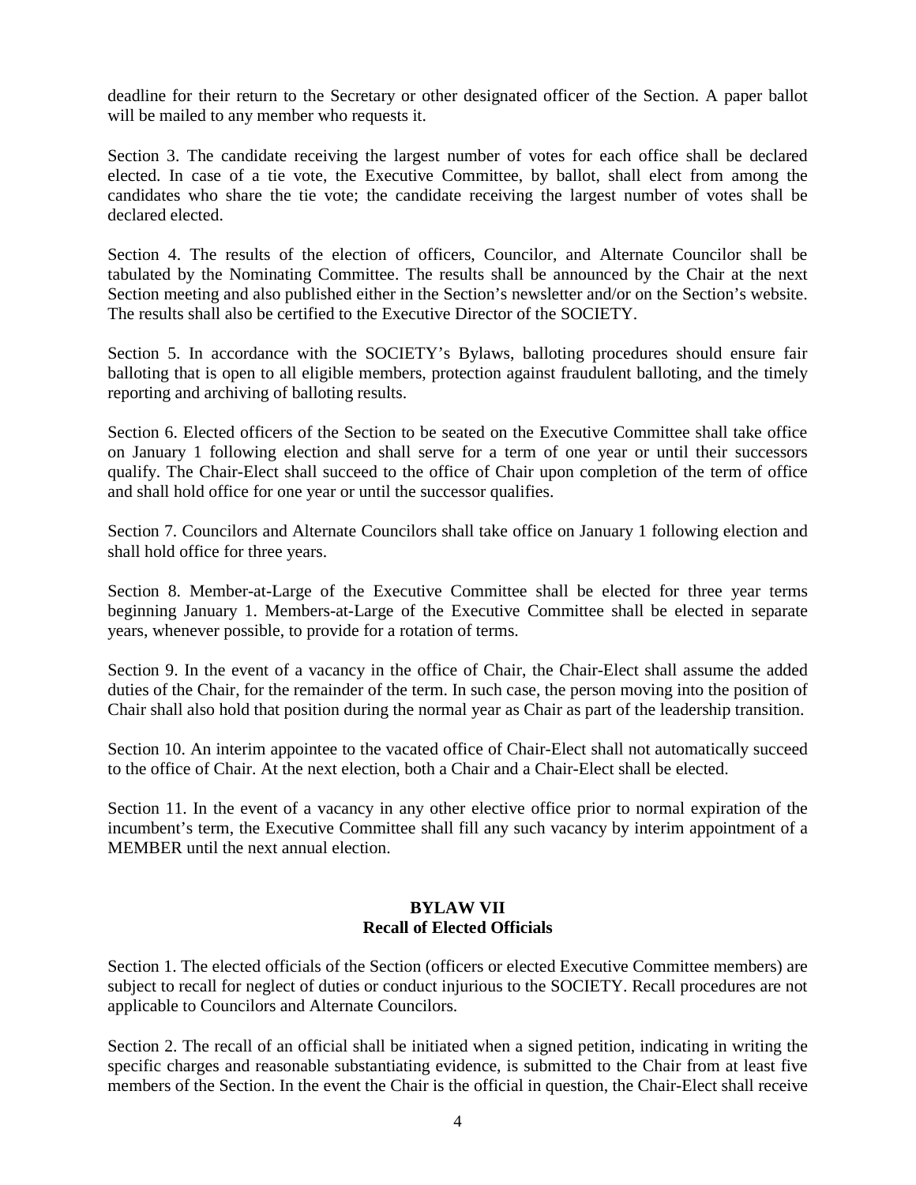deadline for their return to the Secretary or other designated officer of the Section. A paper ballot will be mailed to any member who requests it.

Section 3. The candidate receiving the largest number of votes for each office shall be declared elected. In case of a tie vote, the Executive Committee, by ballot, shall elect from among the candidates who share the tie vote; the candidate receiving the largest number of votes shall be declared elected.

Section 4. The results of the election of officers, Councilor, and Alternate Councilor shall be tabulated by the Nominating Committee. The results shall be announced by the Chair at the next Section meeting and also published either in the Section's newsletter and/or on the Section's website. The results shall also be certified to the Executive Director of the SOCIETY.

Section 5. In accordance with the SOCIETY's Bylaws, balloting procedures should ensure fair balloting that is open to all eligible members, protection against fraudulent balloting, and the timely reporting and archiving of balloting results.

Section 6. Elected officers of the Section to be seated on the Executive Committee shall take office on January 1 following election and shall serve for a term of one year or until their successors qualify. The Chair-Elect shall succeed to the office of Chair upon completion of the term of office and shall hold office for one year or until the successor qualifies.

Section 7. Councilors and Alternate Councilors shall take office on January 1 following election and shall hold office for three years.

Section 8. Member-at-Large of the Executive Committee shall be elected for three year terms beginning January 1. Members-at-Large of the Executive Committee shall be elected in separate years, whenever possible, to provide for a rotation of terms.

Section 9. In the event of a vacancy in the office of Chair, the Chair-Elect shall assume the added duties of the Chair, for the remainder of the term. In such case, the person moving into the position of Chair shall also hold that position during the normal year as Chair as part of the leadership transition.

Section 10. An interim appointee to the vacated office of Chair-Elect shall not automatically succeed to the office of Chair. At the next election, both a Chair and a Chair-Elect shall be elected.

Section 11. In the event of a vacancy in any other elective office prior to normal expiration of the incumbent's term, the Executive Committee shall fill any such vacancy by interim appointment of a MEMBER until the next annual election.

## BYLAW VII
## Recall of Elected Officials

Section 1. The elected officials of the Section (officers or elected Executive Committee members) are subject to recall for neglect of duties or conduct injurious to the SOCIETY. Recall procedures are not applicable to Councilors and Alternate Councilors.

Section 2. The recall of an official shall be initiated when a signed petition, indicating in writing the specific charges and reasonable substantiating evidence, is submitted to the Chair from at least five members of the Section. In the event the Chair is the official in question, the Chair-Elect shall receive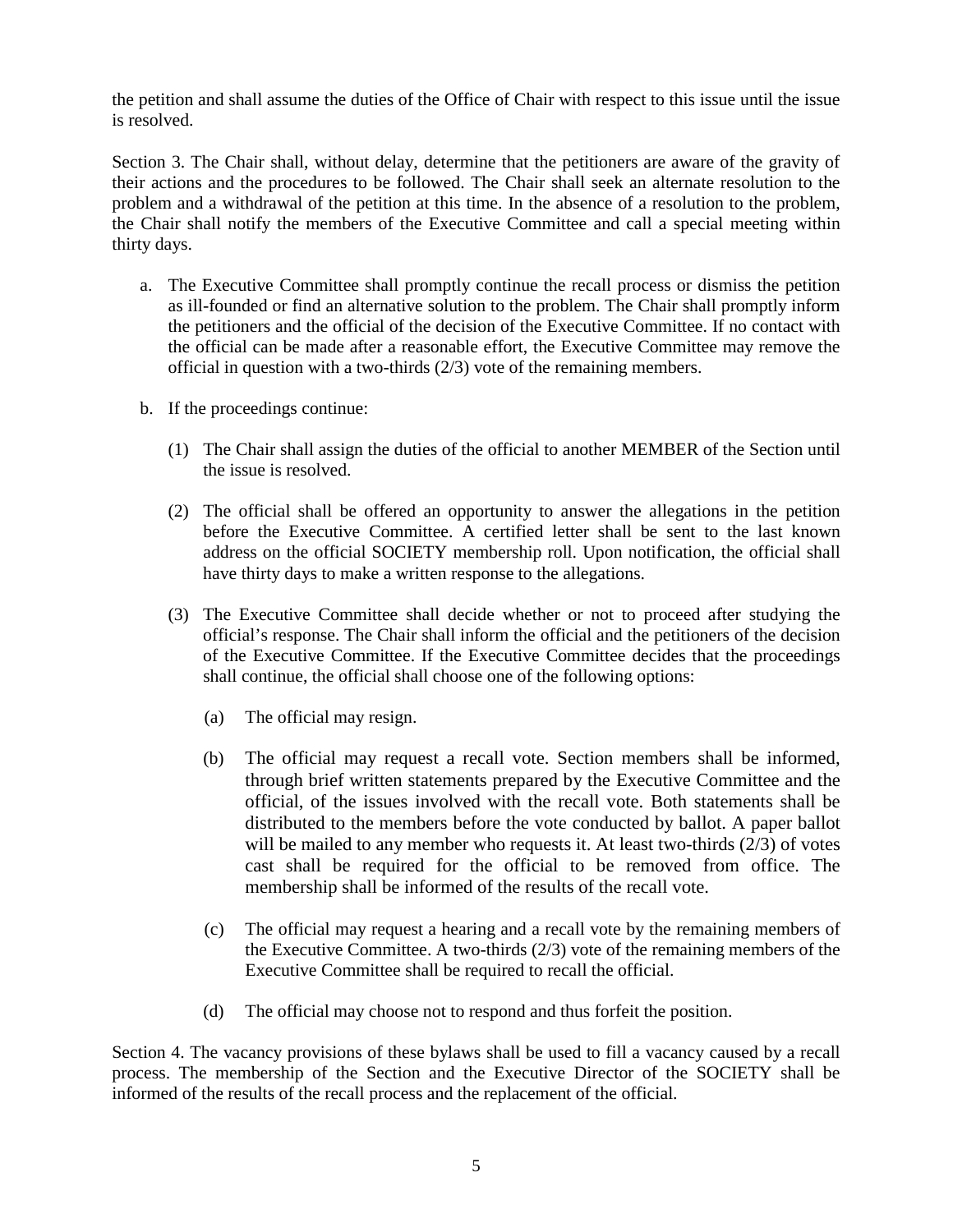the petition and shall assume the duties of the Office of Chair with respect to this issue until the issue is resolved.

Section 3. The Chair shall, without delay, determine that the petitioners are aware of the gravity of their actions and the procedures to be followed. The Chair shall seek an alternate resolution to the problem and a withdrawal of the petition at this time. In the absence of a resolution to the problem, the Chair shall notify the members of the Executive Committee and call a special meeting within thirty days.

a. The Executive Committee shall promptly continue the recall process or dismiss the petition as ill-founded or find an alternative solution to the problem. The Chair shall promptly inform the petitioners and the official of the decision of the Executive Committee. If no contact with the official can be made after a reasonable effort, the Executive Committee may remove the official in question with a two-thirds (2/3) vote of the remaining members.

b. If the proceedings continue:

   (1) The Chair shall assign the duties of the official to another MEMBER of the Section until the issue is resolved.

   (2) The official shall be offered an opportunity to answer the allegations in the petition before the Executive Committee. A certified letter shall be sent to the last known address on the official SOCIETY membership roll. Upon notification, the official shall have thirty days to make a written response to the allegations.

   (3) The Executive Committee shall decide whether or not to proceed after studying the official's response. The Chair shall inform the official and the petitioners of the decision of the Executive Committee. If the Executive Committee decides that the proceedings shall continue, the official shall choose one of the following options:

      (a) The official may resign.

      (b) The official may request a recall vote. Section members shall be informed, through brief written statements prepared by the Executive Committee and the official, of the issues involved with the recall vote. Both statements shall be distributed to the members before the vote conducted by ballot. A paper ballot will be mailed to any member who requests it. At least two-thirds (2/3) of votes cast shall be required for the official to be removed from office. The membership shall be informed of the results of the recall vote.

      (c) The official may request a hearing and a recall vote by the remaining members of the Executive Committee. A two-thirds (2/3) vote of the remaining members of the Executive Committee shall be required to recall the official.

      (d) The official may choose not to respond and thus forfeit the position.

Section 4. The vacancy provisions of these bylaws shall be used to fill a vacancy caused by a recall process. The membership of the Section and the Executive Director of the SOCIETY shall be informed of the results of the recall process and the replacement of the official.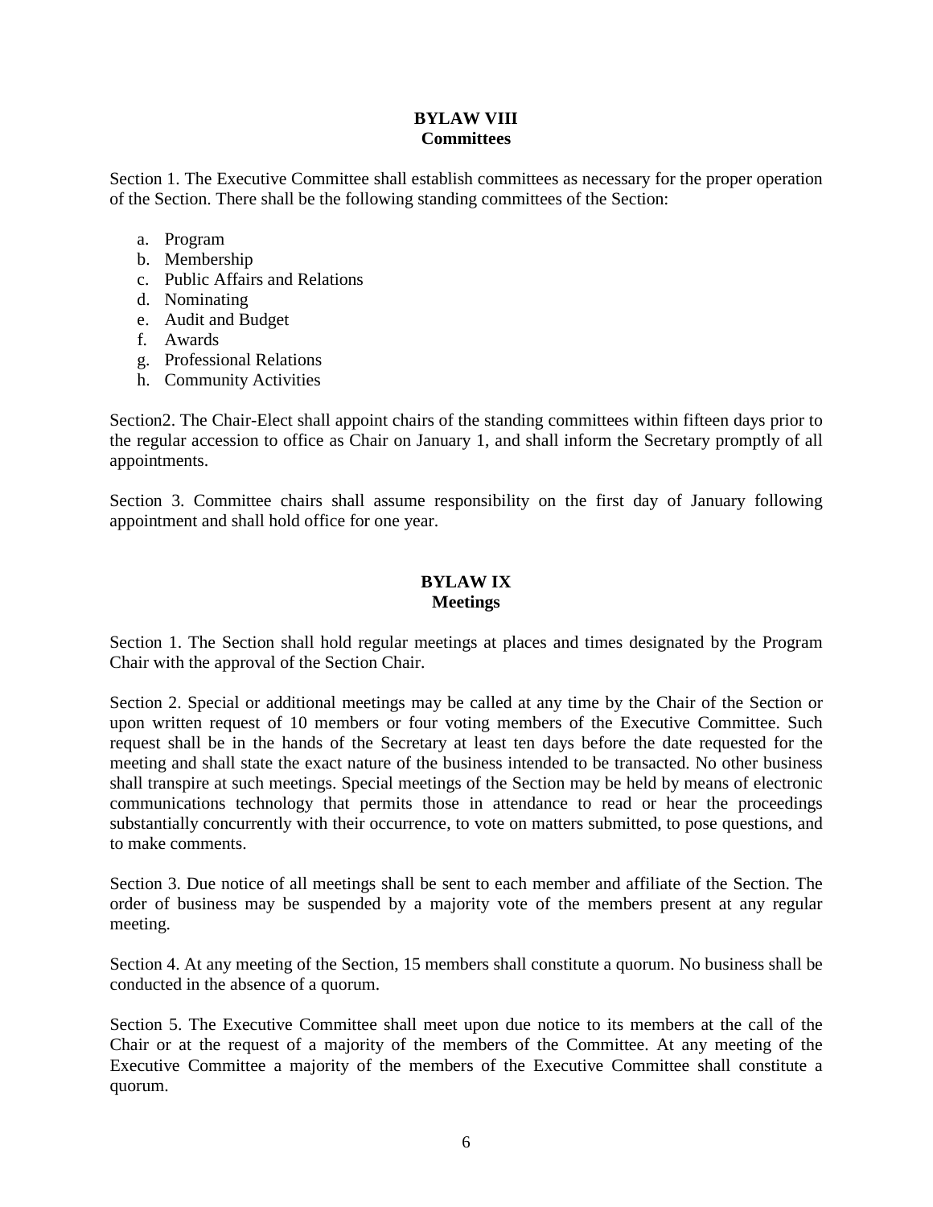## BYLAW VIII
## Committees

Section 1. The Executive Committee shall establish committees as necessary for the proper operation of the Section. There shall be the following standing committees of the Section:

a. Program
b. Membership
c. Public Affairs and Relations
d. Nominating
e. Audit and Budget
f. Awards
g. Professional Relations
h. Community Activities

Section2. The Chair-Elect shall appoint chairs of the standing committees within fifteen days prior to the regular accession to office as Chair on January 1, and shall inform the Secretary promptly of all appointments.

Section 3. Committee chairs shall assume responsibility on the first day of January following appointment and shall hold office for one year.

## BYLAW IX
## Meetings

Section 1. The Section shall hold regular meetings at places and times designated by the Program Chair with the approval of the Section Chair.

Section 2. Special or additional meetings may be called at any time by the Chair of the Section or upon written request of 10 members or four voting members of the Executive Committee. Such request shall be in the hands of the Secretary at least ten days before the date requested for the meeting and shall state the exact nature of the business intended to be transacted. No other business shall transpire at such meetings. Special meetings of the Section may be held by means of electronic communications technology that permits those in attendance to read or hear the proceedings substantially concurrently with their occurrence, to vote on matters submitted, to pose questions, and to make comments.

Section 3. Due notice of all meetings shall be sent to each member and affiliate of the Section. The order of business may be suspended by a majority vote of the members present at any regular meeting.

Section 4. At any meeting of the Section, 15 members shall constitute a quorum. No business shall be conducted in the absence of a quorum.

Section 5. The Executive Committee shall meet upon due notice to its members at the call of the Chair or at the request of a majority of the members of the Committee. At any meeting of the Executive Committee a majority of the members of the Executive Committee shall constitute a quorum.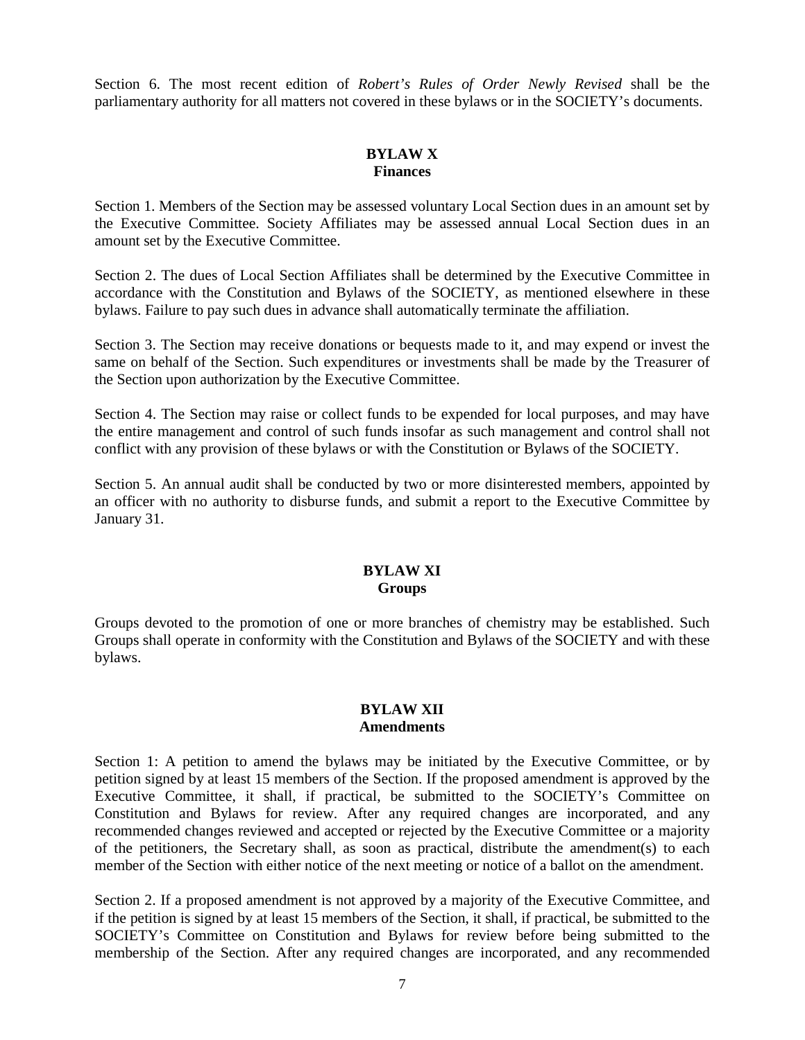Section 6. The most recent edition of *Robert's Rules of Order Newly Revised* shall be the parliamentary authority for all matters not covered in these bylaws or in the SOCIETY's documents.

## BYLAW X
## Finances

Section 1. Members of the Section may be assessed voluntary Local Section dues in an amount set by the Executive Committee. Society Affiliates may be assessed annual Local Section dues in an amount set by the Executive Committee.

Section 2. The dues of Local Section Affiliates shall be determined by the Executive Committee in accordance with the Constitution and Bylaws of the SOCIETY, as mentioned elsewhere in these bylaws. Failure to pay such dues in advance shall automatically terminate the affiliation.

Section 3. The Section may receive donations or bequests made to it, and may expend or invest the same on behalf of the Section. Such expenditures or investments shall be made by the Treasurer of the Section upon authorization by the Executive Committee.

Section 4. The Section may raise or collect funds to be expended for local purposes, and may have the entire management and control of such funds insofar as such management and control shall not conflict with any provision of these bylaws or with the Constitution or Bylaws of the SOCIETY.

Section 5. An annual audit shall be conducted by two or more disinterested members, appointed by an officer with no authority to disburse funds, and submit a report to the Executive Committee by January 31.

## BYLAW XI
## Groups

Groups devoted to the promotion of one or more branches of chemistry may be established. Such Groups shall operate in conformity with the Constitution and Bylaws of the SOCIETY and with these bylaws.

## BYLAW XII
## Amendments

Section 1: A petition to amend the bylaws may be initiated by the Executive Committee, or by petition signed by at least 15 members of the Section. If the proposed amendment is approved by the Executive Committee, it shall, if practical, be submitted to the SOCIETY's Committee on Constitution and Bylaws for review. After any required changes are incorporated, and any recommended changes reviewed and accepted or rejected by the Executive Committee or a majority of the petitioners, the Secretary shall, as soon as practical, distribute the amendment(s) to each member of the Section with either notice of the next meeting or notice of a ballot on the amendment.

Section 2. If a proposed amendment is not approved by a majority of the Executive Committee, and if the petition is signed by at least 15 members of the Section, it shall, if practical, be submitted to the SOCIETY's Committee on Constitution and Bylaws for review before being submitted to the membership of the Section. After any required changes are incorporated, and any recommended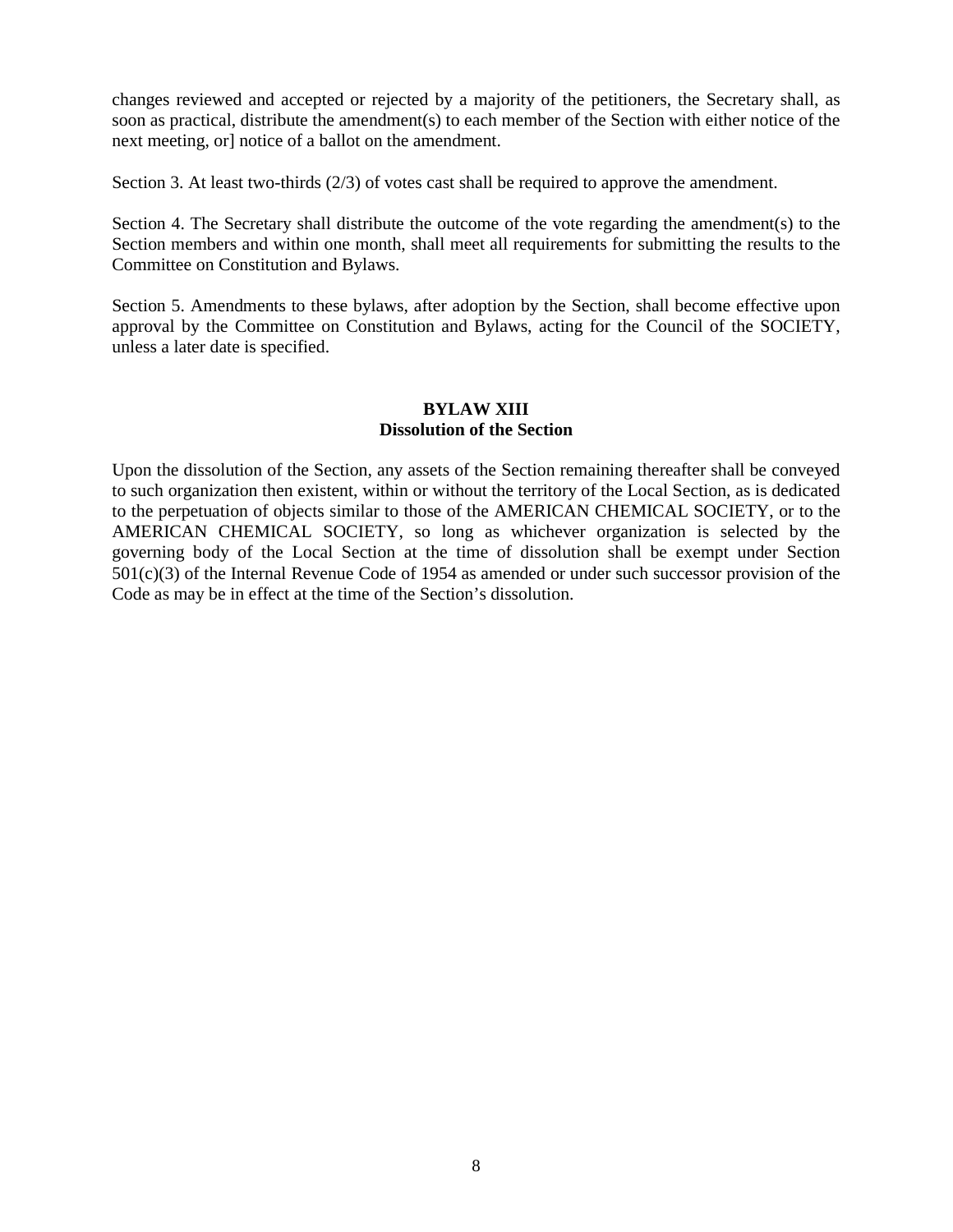changes reviewed and accepted or rejected by a majority of the petitioners, the Secretary shall, as soon as practical, distribute the amendment(s) to each member of the Section with either notice of the next meeting, or] notice of a ballot on the amendment.

Section 3. At least two-thirds (2/3) of votes cast shall be required to approve the amendment.

Section 4. The Secretary shall distribute the outcome of the vote regarding the amendment(s) to the Section members and within one month, shall meet all requirements for submitting the results to the Committee on Constitution and Bylaws.

Section 5. Amendments to these bylaws, after adoption by the Section, shall become effective upon approval by the Committee on Constitution and Bylaws, acting for the Council of the SOCIETY, unless a later date is specified.

## BYLAW XIII
## Dissolution of the Section

Upon the dissolution of the Section, any assets of the Section remaining thereafter shall be conveyed to such organization then existent, within or without the territory of the Local Section, as is dedicated to the perpetuation of objects similar to those of the AMERICAN CHEMICAL SOCIETY, or to the AMERICAN CHEMICAL SOCIETY, so long as whichever organization is selected by the governing body of the Local Section at the time of dissolution shall be exempt under Section 501(c)(3) of the Internal Revenue Code of 1954 as amended or under such successor provision of the Code as may be in effect at the time of the Section's dissolution.